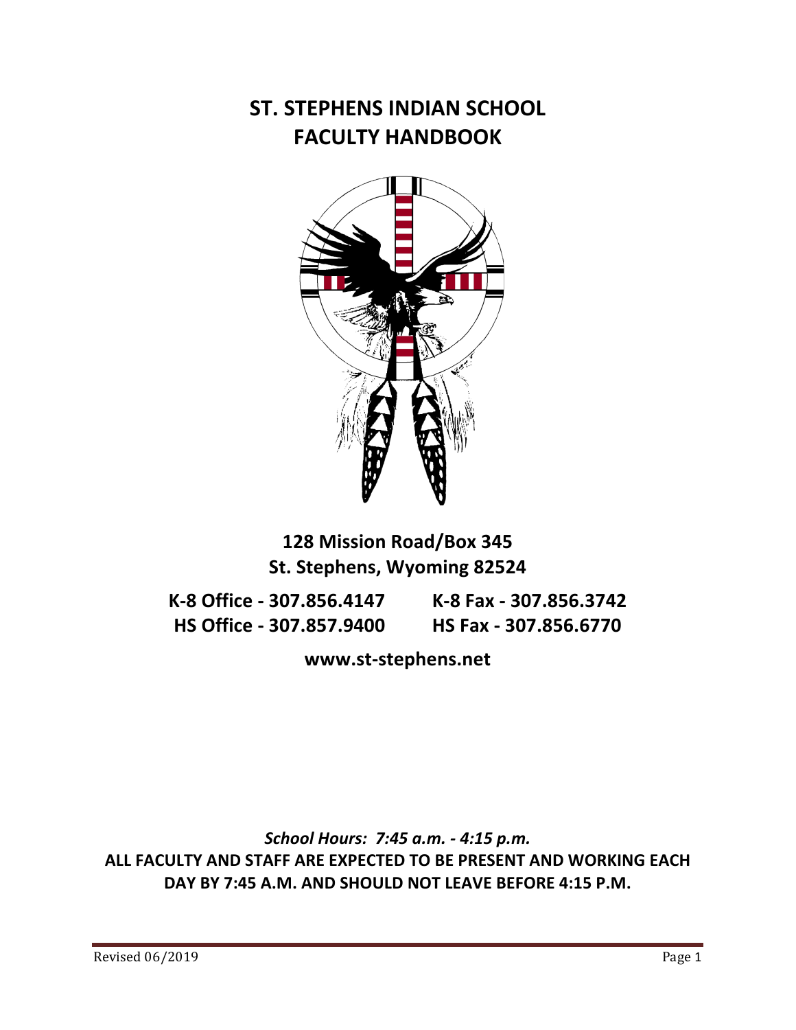# ST. STEPHENS INDIAN SCHOOL FACULTY HANDBOOK

**128 Mission Road/Box 345**
**St. Stephens, Wyoming 82524**

**K-8 Office - 307.856.4147** **K-8 Fax - 307.856.3742**
**HS Office - 307.857.9400** **HS Fax - 307.856.6770**

**www.st-stephens.net**

***School Hours: 7:45 a.m. - 4:15 p.m.***
**ALL FACULTY AND STAFF ARE EXPECTED TO BE PRESENT AND WORKING EACH DAY BY 7:45 A.M. AND SHOULD NOT LEAVE BEFORE 4:15 P.M.**

Revised 06/2019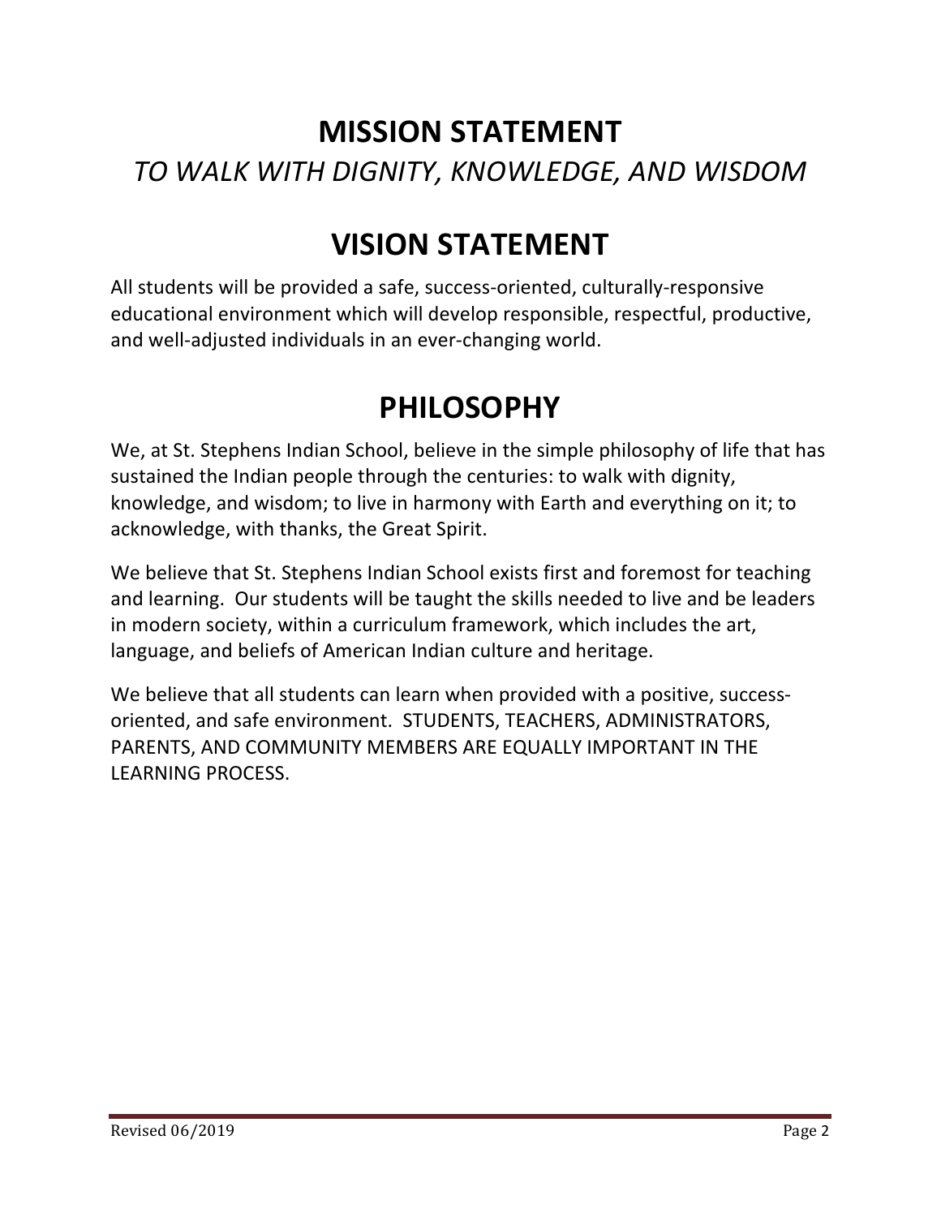# MISSION STATEMENT

*TO WALK WITH DIGNITY, KNOWLEDGE, AND WISDOM*

# VISION STATEMENT

All students will be provided a safe, success-oriented, culturally-responsive educational environment which will develop responsible, respectful, productive, and well-adjusted individuals in an ever-changing world.

# PHILOSOPHY

We, at St. Stephens Indian School, believe in the simple philosophy of life that has sustained the Indian people through the centuries: to walk with dignity, knowledge, and wisdom; to live in harmony with Earth and everything on it; to acknowledge, with thanks, the Great Spirit.

We believe that St. Stephens Indian School exists first and foremost for teaching and learning. Our students will be taught the skills needed to live and be leaders in modern society, within a curriculum framework, which includes the art, language, and beliefs of American Indian culture and heritage.

We believe that all students can learn when provided with a positive, success-oriented, and safe environment. STUDENTS, TEACHERS, ADMINISTRATORS, PARENTS, AND COMMUNITY MEMBERS ARE EQUALLY IMPORTANT IN THE LEARNING PROCESS.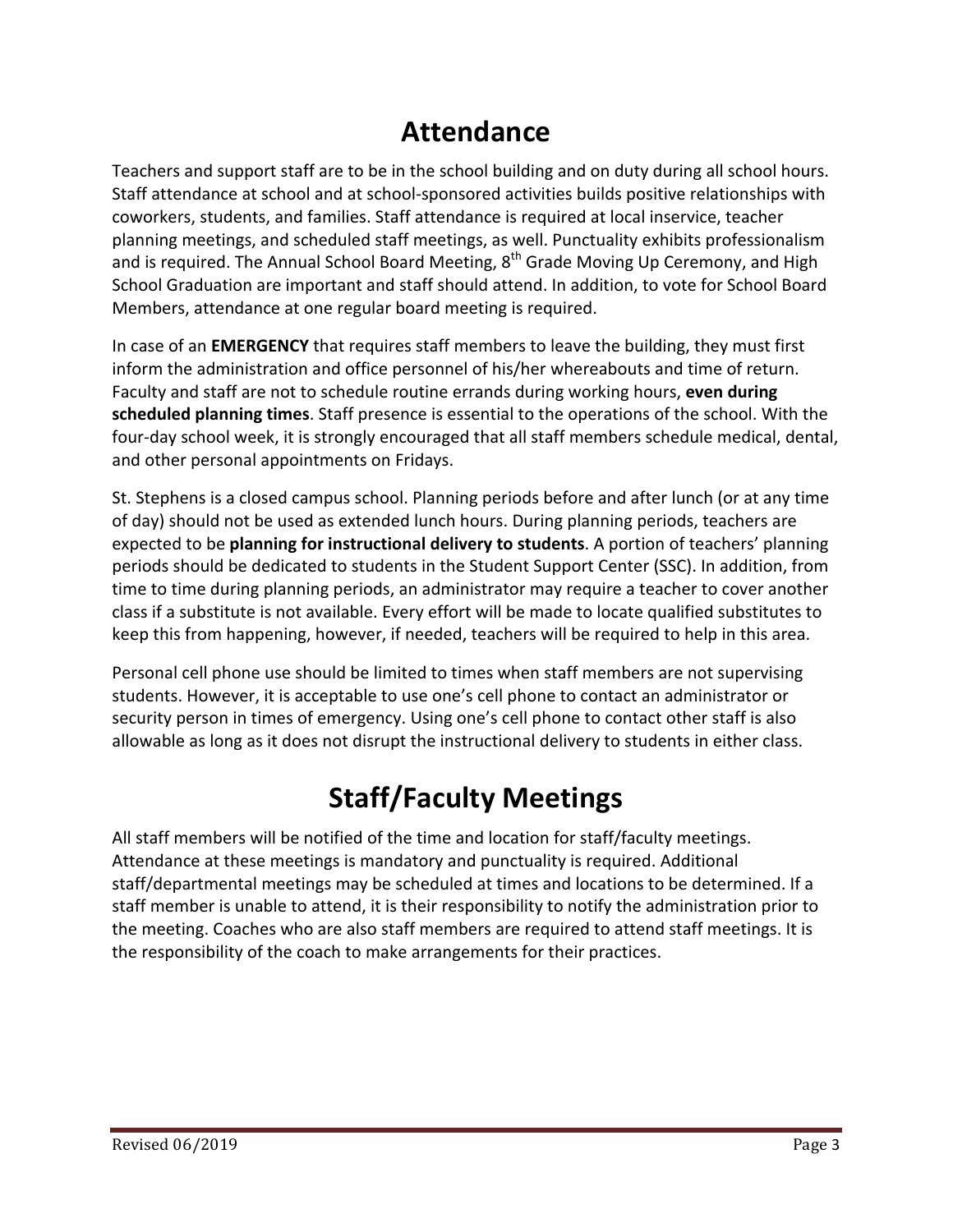# Attendance

Teachers and support staff are to be in the school building and on duty during all school hours. Staff attendance at school and at school-sponsored activities builds positive relationships with coworkers, students, and families. Staff attendance is required at local inservice, teacher planning meetings, and scheduled staff meetings, as well. Punctuality exhibits professionalism and is required. The Annual School Board Meeting, 8th Grade Moving Up Ceremony, and High School Graduation are important and staff should attend. In addition, to vote for School Board Members, attendance at one regular board meeting is required.

In case of an **EMERGENCY** that requires staff members to leave the building, they must first inform the administration and office personnel of his/her whereabouts and time of return. Faculty and staff are not to schedule routine errands during working hours, **even during scheduled planning times**. Staff presence is essential to the operations of the school. With the four-day school week, it is strongly encouraged that all staff members schedule medical, dental, and other personal appointments on Fridays.

St. Stephens is a closed campus school. Planning periods before and after lunch (or at any time of day) should not be used as extended lunch hours. During planning periods, teachers are expected to be **planning for instructional delivery to students**. A portion of teachers' planning periods should be dedicated to students in the Student Support Center (SSC). In addition, from time to time during planning periods, an administrator may require a teacher to cover another class if a substitute is not available. Every effort will be made to locate qualified substitutes to keep this from happening, however, if needed, teachers will be required to help in this area.

Personal cell phone use should be limited to times when staff members are not supervising students. However, it is acceptable to use one's cell phone to contact an administrator or security person in times of emergency. Using one's cell phone to contact other staff is also allowable as long as it does not disrupt the instructional delivery to students in either class.

# Staff/Faculty Meetings

All staff members will be notified of the time and location for staff/faculty meetings. Attendance at these meetings is mandatory and punctuality is required. Additional staff/departmental meetings may be scheduled at times and locations to be determined. If a staff member is unable to attend, it is their responsibility to notify the administration prior to the meeting. Coaches who are also staff members are required to attend staff meetings. It is the responsibility of the coach to make arrangements for their practices.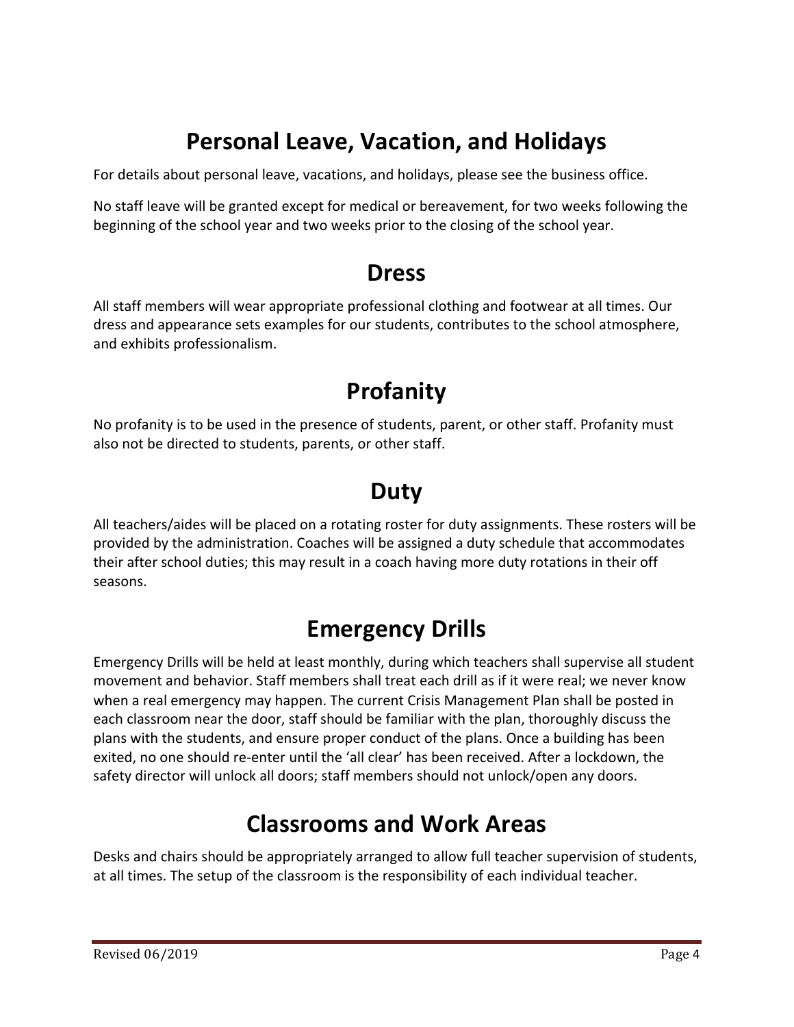# Personal Leave, Vacation, and Holidays

For details about personal leave, vacations, and holidays, please see the business office.

No staff leave will be granted except for medical or bereavement, for two weeks following the beginning of the school year and two weeks prior to the closing of the school year.

# Dress

All staff members will wear appropriate professional clothing and footwear at all times. Our dress and appearance sets examples for our students, contributes to the school atmosphere, and exhibits professionalism.

# Profanity

No profanity is to be used in the presence of students, parent, or other staff. Profanity must also not be directed to students, parents, or other staff.

# Duty

All teachers/aides will be placed on a rotating roster for duty assignments. These rosters will be provided by the administration. Coaches will be assigned a duty schedule that accommodates their after school duties; this may result in a coach having more duty rotations in their off seasons.

# Emergency Drills

Emergency Drills will be held at least monthly, during which teachers shall supervise all student movement and behavior. Staff members shall treat each drill as if it were real; we never know when a real emergency may happen. The current Crisis Management Plan shall be posted in each classroom near the door, staff should be familiar with the plan, thoroughly discuss the plans with the students, and ensure proper conduct of the plans. Once a building has been exited, no one should re-enter until the 'all clear' has been received. After a lockdown, the safety director will unlock all doors; staff members should not unlock/open any doors.

# Classrooms and Work Areas

Desks and chairs should be appropriately arranged to allow full teacher supervision of students, at all times. The setup of the classroom is the responsibility of each individual teacher.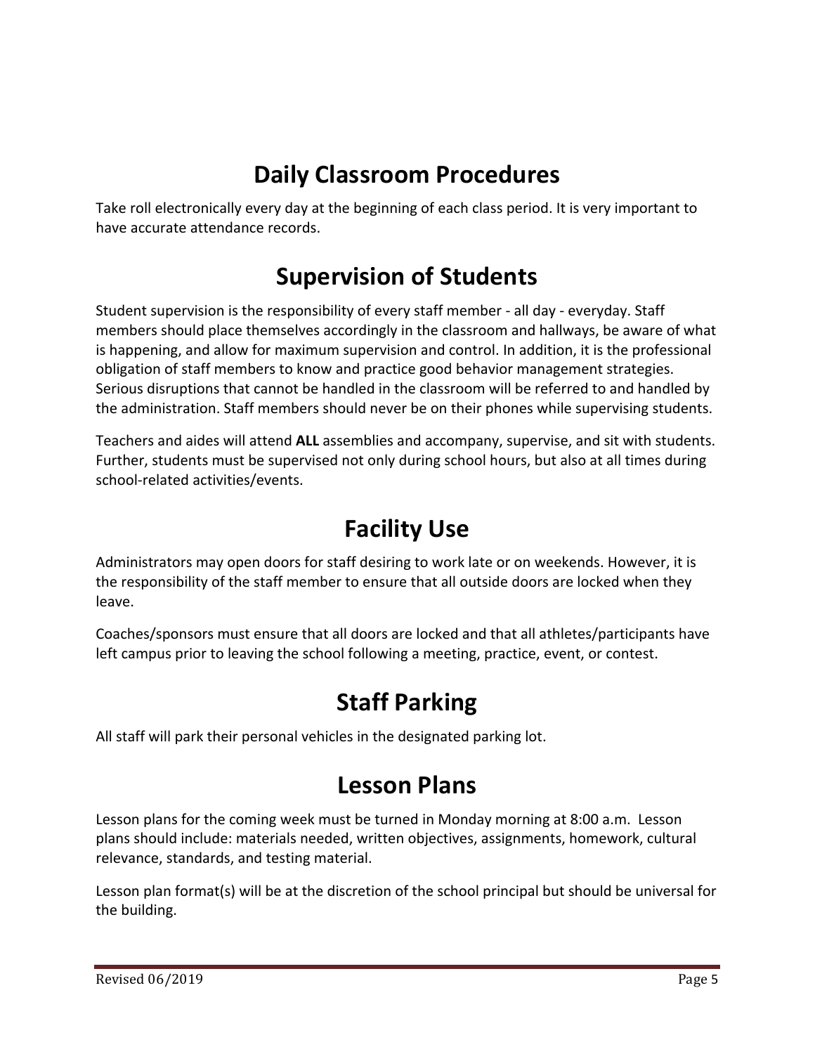## Daily Classroom Procedures

Take roll electronically every day at the beginning of each class period. It is very important to have accurate attendance records.

## Supervision of Students

Student supervision is the responsibility of every staff member - all day - everyday. Staff members should place themselves accordingly in the classroom and hallways, be aware of what is happening, and allow for maximum supervision and control. In addition, it is the professional obligation of staff members to know and practice good behavior management strategies. Serious disruptions that cannot be handled in the classroom will be referred to and handled by the administration. Staff members should never be on their phones while supervising students.

Teachers and aides will attend **ALL** assemblies and accompany, supervise, and sit with students. Further, students must be supervised not only during school hours, but also at all times during school-related activities/events.

## Facility Use

Administrators may open doors for staff desiring to work late or on weekends. However, it is the responsibility of the staff member to ensure that all outside doors are locked when they leave.

Coaches/sponsors must ensure that all doors are locked and that all athletes/participants have left campus prior to leaving the school following a meeting, practice, event, or contest.

## Staff Parking

All staff will park their personal vehicles in the designated parking lot.

## Lesson Plans

Lesson plans for the coming week must be turned in Monday morning at 8:00 a.m. Lesson plans should include: materials needed, written objectives, assignments, homework, cultural relevance, standards, and testing material.

Lesson plan format(s) will be at the discretion of the school principal but should be universal for the building.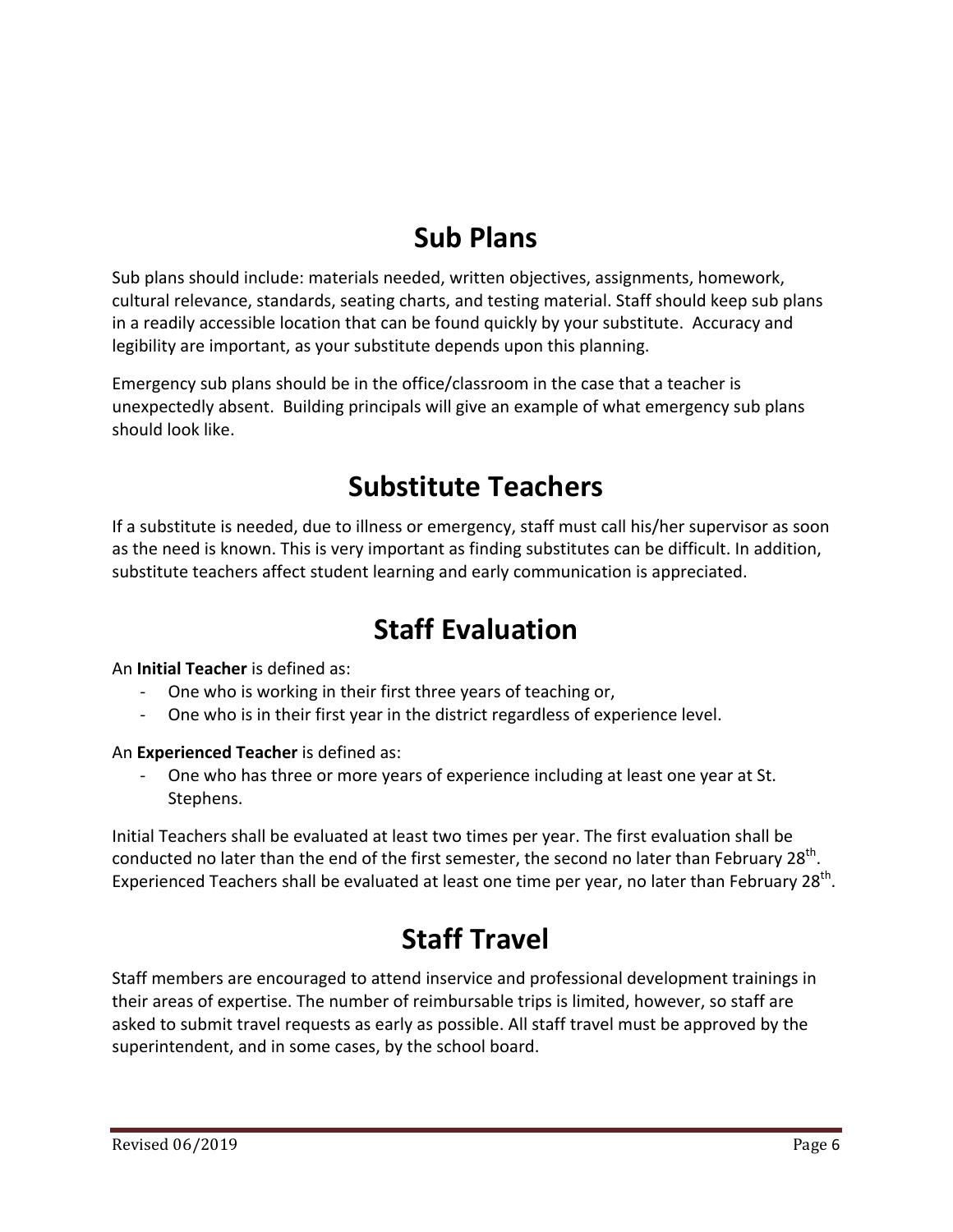## Sub Plans

Sub plans should include: materials needed, written objectives, assignments, homework, cultural relevance, standards, seating charts, and testing material. Staff should keep sub plans in a readily accessible location that can be found quickly by your substitute. Accuracy and legibility are important, as your substitute depends upon this planning.

Emergency sub plans should be in the office/classroom in the case that a teacher is unexpectedly absent. Building principals will give an example of what emergency sub plans should look like.

## Substitute Teachers

If a substitute is needed, due to illness or emergency, staff must call his/her supervisor as soon as the need is known. This is very important as finding substitutes can be difficult. In addition, substitute teachers affect student learning and early communication is appreciated.

## Staff Evaluation

An **Initial Teacher** is defined as:

- One who is working in their first three years of teaching or,
- One who is in their first year in the district regardless of experience level.

An **Experienced Teacher** is defined as:

- One who has three or more years of experience including at least one year at St. Stephens.

Initial Teachers shall be evaluated at least two times per year. The first evaluation shall be conducted no later than the end of the first semester, the second no later than February 28th. Experienced Teachers shall be evaluated at least one time per year, no later than February 28th.

## Staff Travel

Staff members are encouraged to attend inservice and professional development trainings in their areas of expertise. The number of reimbursable trips is limited, however, so staff are asked to submit travel requests as early as possible. All staff travel must be approved by the superintendent, and in some cases, by the school board.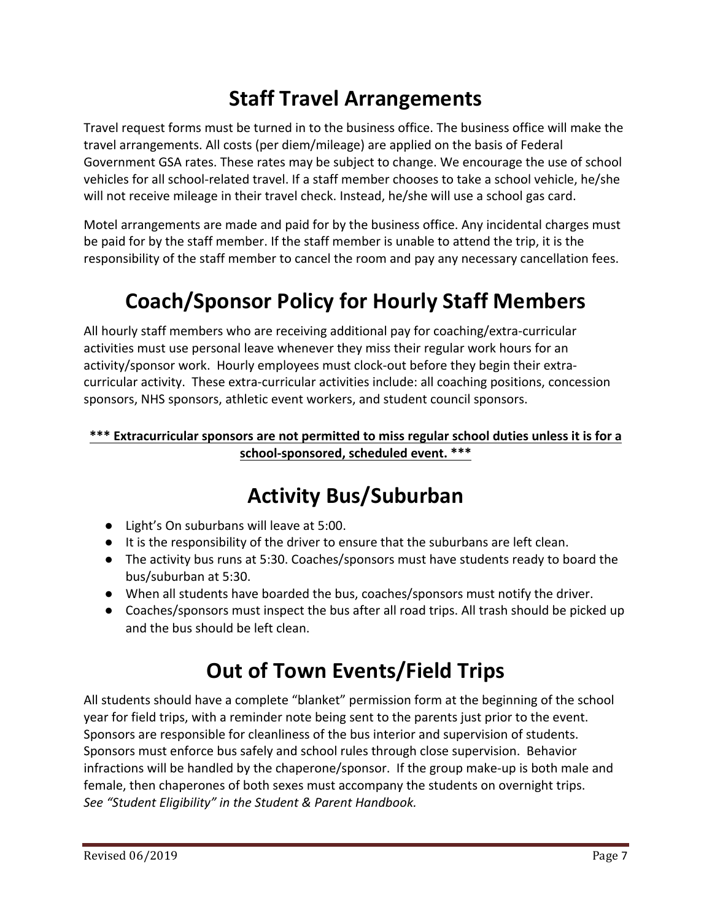# Staff Travel Arrangements

Travel request forms must be turned in to the business office. The business office will make the travel arrangements. All costs (per diem/mileage) are applied on the basis of Federal Government GSA rates. These rates may be subject to change. We encourage the use of school vehicles for all school-related travel. If a staff member chooses to take a school vehicle, he/she will not receive mileage in their travel check. Instead, he/she will use a school gas card.

Motel arrangements are made and paid for by the business office. Any incidental charges must be paid for by the staff member. If the staff member is unable to attend the trip, it is the responsibility of the staff member to cancel the room and pay any necessary cancellation fees.

# Coach/Sponsor Policy for Hourly Staff Members

All hourly staff members who are receiving additional pay for coaching/extra-curricular activities must use personal leave whenever they miss their regular work hours for an activity/sponsor work. Hourly employees must clock-out before they begin their extra-curricular activity. These extra-curricular activities include: all coaching positions, concession sponsors, NHS sponsors, athletic event workers, and student council sponsors.

**\*\*\* Extracurricular sponsors are not permitted to miss regular school duties unless it is for a school-sponsored, scheduled event. \*\*\***

# Activity Bus/Suburban

- Light's On suburbans will leave at 5:00.
- It is the responsibility of the driver to ensure that the suburbans are left clean.
- The activity bus runs at 5:30. Coaches/sponsors must have students ready to board the bus/suburban at 5:30.
- When all students have boarded the bus, coaches/sponsors must notify the driver.
- Coaches/sponsors must inspect the bus after all road trips. All trash should be picked up and the bus should be left clean.

# Out of Town Events/Field Trips

All students should have a complete "blanket" permission form at the beginning of the school year for field trips, with a reminder note being sent to the parents just prior to the event. Sponsors are responsible for cleanliness of the bus interior and supervision of students. Sponsors must enforce bus safely and school rules through close supervision. Behavior infractions will be handled by the chaperone/sponsor. If the group make-up is both male and female, then chaperones of both sexes must accompany the students on overnight trips. *See "Student Eligibility" in the Student & Parent Handbook.*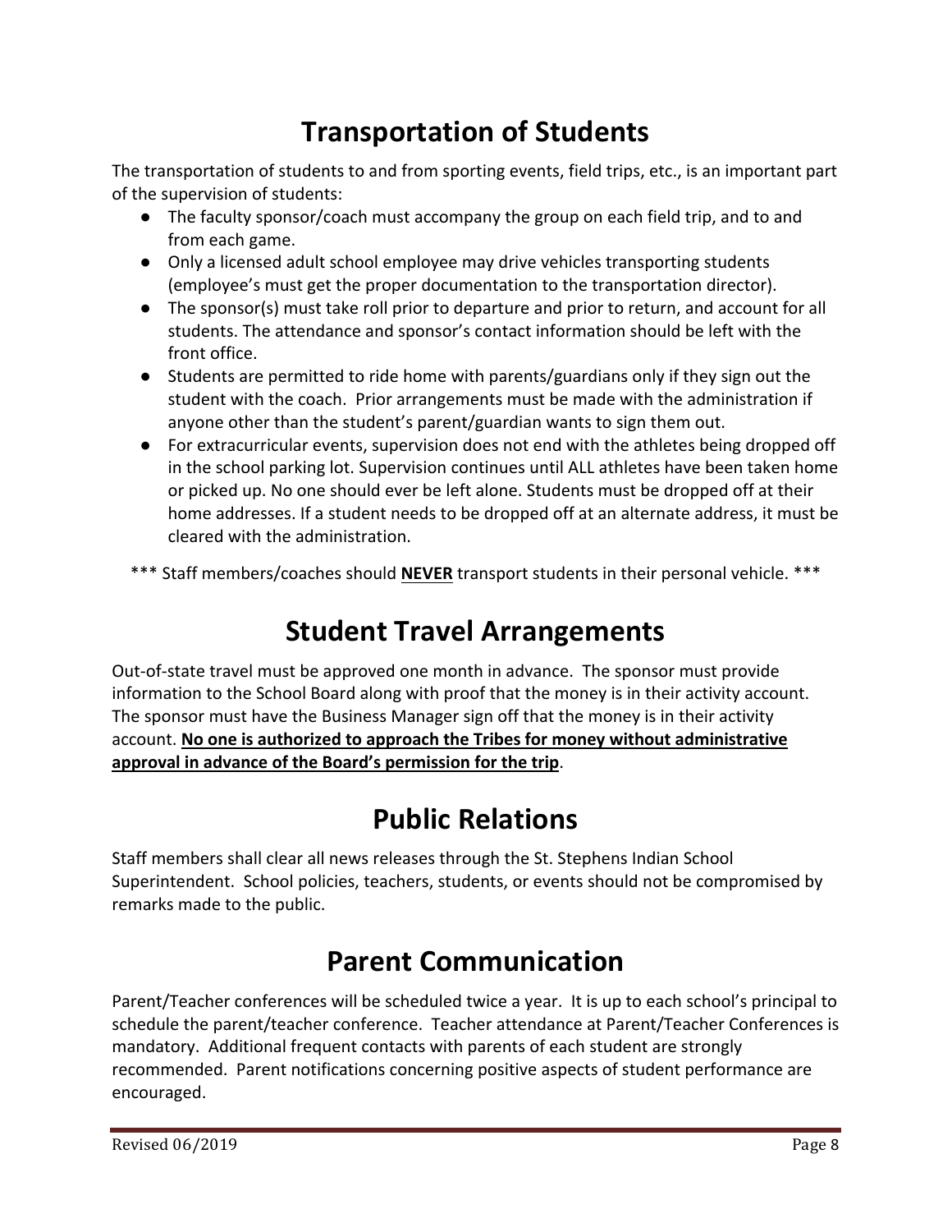# Transportation of Students

The transportation of students to and from sporting events, field trips, etc., is an important part of the supervision of students:

- The faculty sponsor/coach must accompany the group on each field trip, and to and from each game.
- Only a licensed adult school employee may drive vehicles transporting students (employee's must get the proper documentation to the transportation director).
- The sponsor(s) must take roll prior to departure and prior to return, and account for all students. The attendance and sponsor's contact information should be left with the front office.
- Students are permitted to ride home with parents/guardians only if they sign out the student with the coach. Prior arrangements must be made with the administration if anyone other than the student's parent/guardian wants to sign them out.
- For extracurricular events, supervision does not end with the athletes being dropped off in the school parking lot. Supervision continues until ALL athletes have been taken home or picked up. No one should ever be left alone. Students must be dropped off at their home addresses. If a student needs to be dropped off at an alternate address, it must be cleared with the administration.

*** Staff members/coaches should **NEVER** transport students in their personal vehicle. ***

# Student Travel Arrangements

Out-of-state travel must be approved one month in advance. The sponsor must provide information to the School Board along with proof that the money is in their activity account. The sponsor must have the Business Manager sign off that the money is in their activity account. **No one is authorized to approach the Tribes for money without administrative approval in advance of the Board's permission for the trip**.

# Public Relations

Staff members shall clear all news releases through the St. Stephens Indian School Superintendent. School policies, teachers, students, or events should not be compromised by remarks made to the public.

# Parent Communication

Parent/Teacher conferences will be scheduled twice a year. It is up to each school's principal to schedule the parent/teacher conference. Teacher attendance at Parent/Teacher Conferences is mandatory. Additional frequent contacts with parents of each student are strongly recommended. Parent notifications concerning positive aspects of student performance are encouraged.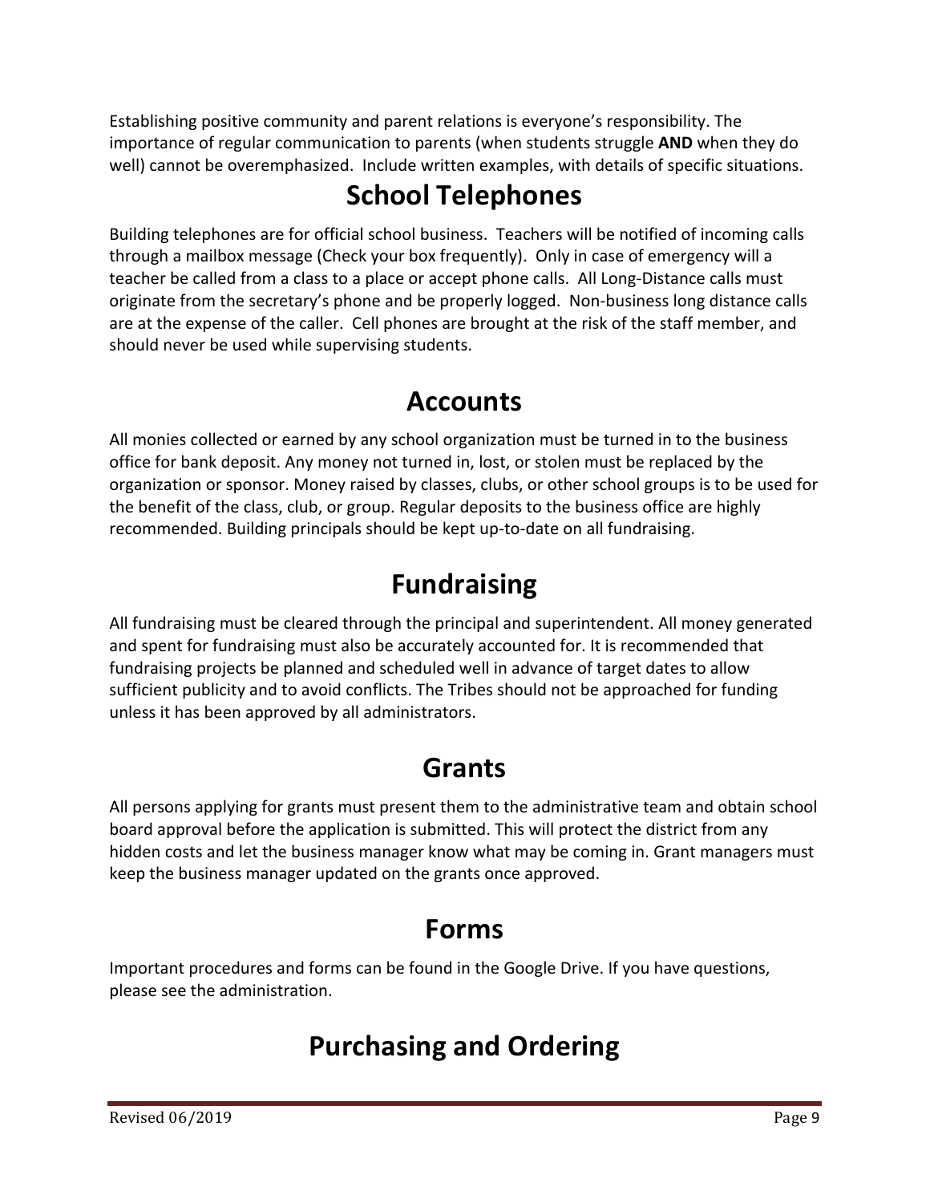Establishing positive community and parent relations is everyone's responsibility. The importance of regular communication to parents (when students struggle **AND** when they do well) cannot be overemphasized. Include written examples, with details of specific situations.

# School Telephones

Building telephones are for official school business. Teachers will be notified of incoming calls through a mailbox message (Check your box frequently). Only in case of emergency will a teacher be called from a class to a place or accept phone calls. All Long-Distance calls must originate from the secretary's phone and be properly logged. Non-business long distance calls are at the expense of the caller. Cell phones are brought at the risk of the staff member, and should never be used while supervising students.

# Accounts

All monies collected or earned by any school organization must be turned in to the business office for bank deposit. Any money not turned in, lost, or stolen must be replaced by the organization or sponsor. Money raised by classes, clubs, or other school groups is to be used for the benefit of the class, club, or group. Regular deposits to the business office are highly recommended. Building principals should be kept up-to-date on all fundraising.

# Fundraising

All fundraising must be cleared through the principal and superintendent. All money generated and spent for fundraising must also be accurately accounted for. It is recommended that fundraising projects be planned and scheduled well in advance of target dates to allow sufficient publicity and to avoid conflicts. The Tribes should not be approached for funding unless it has been approved by all administrators.

# Grants

All persons applying for grants must present them to the administrative team and obtain school board approval before the application is submitted. This will protect the district from any hidden costs and let the business manager know what may be coming in. Grant managers must keep the business manager updated on the grants once approved.

# Forms

Important procedures and forms can be found in the Google Drive. If you have questions, please see the administration.

# Purchasing and Ordering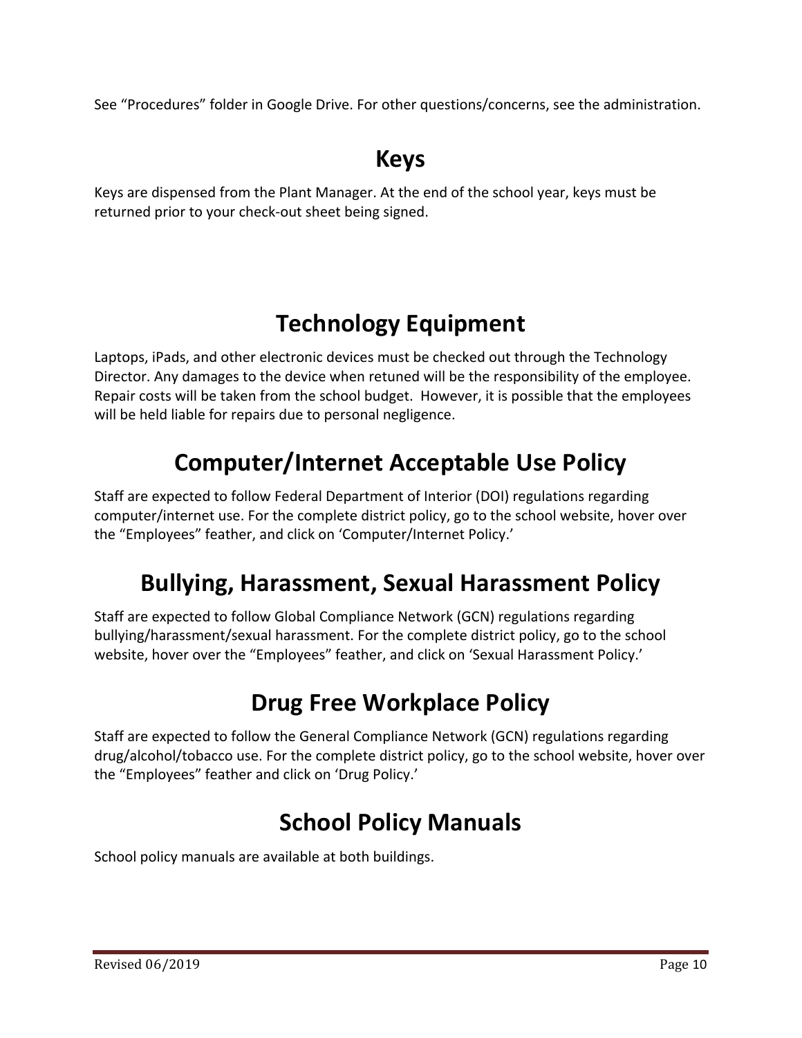See “Procedures” folder in Google Drive. For other questions/concerns, see the administration.

# Keys

Keys are dispensed from the Plant Manager. At the end of the school year, keys must be returned prior to your check-out sheet being signed.

# Technology Equipment

Laptops, iPads, and other electronic devices must be checked out through the Technology Director. Any damages to the device when retuned will be the responsibility of the employee. Repair costs will be taken from the school budget. However, it is possible that the employees will be held liable for repairs due to personal negligence.

# Computer/Internet Acceptable Use Policy

Staff are expected to follow Federal Department of Interior (DOI) regulations regarding computer/internet use. For the complete district policy, go to the school website, hover over the “Employees” feather, and click on ‘Computer/Internet Policy.’

# Bullying, Harassment, Sexual Harassment Policy

Staff are expected to follow Global Compliance Network (GCN) regulations regarding bullying/harassment/sexual harassment. For the complete district policy, go to the school website, hover over the “Employees” feather, and click on ‘Sexual Harassment Policy.’

# Drug Free Workplace Policy

Staff are expected to follow the General Compliance Network (GCN) regulations regarding drug/alcohol/tobacco use. For the complete district policy, go to the school website, hover over the “Employees” feather and click on ‘Drug Policy.’

# School Policy Manuals

School policy manuals are available at both buildings.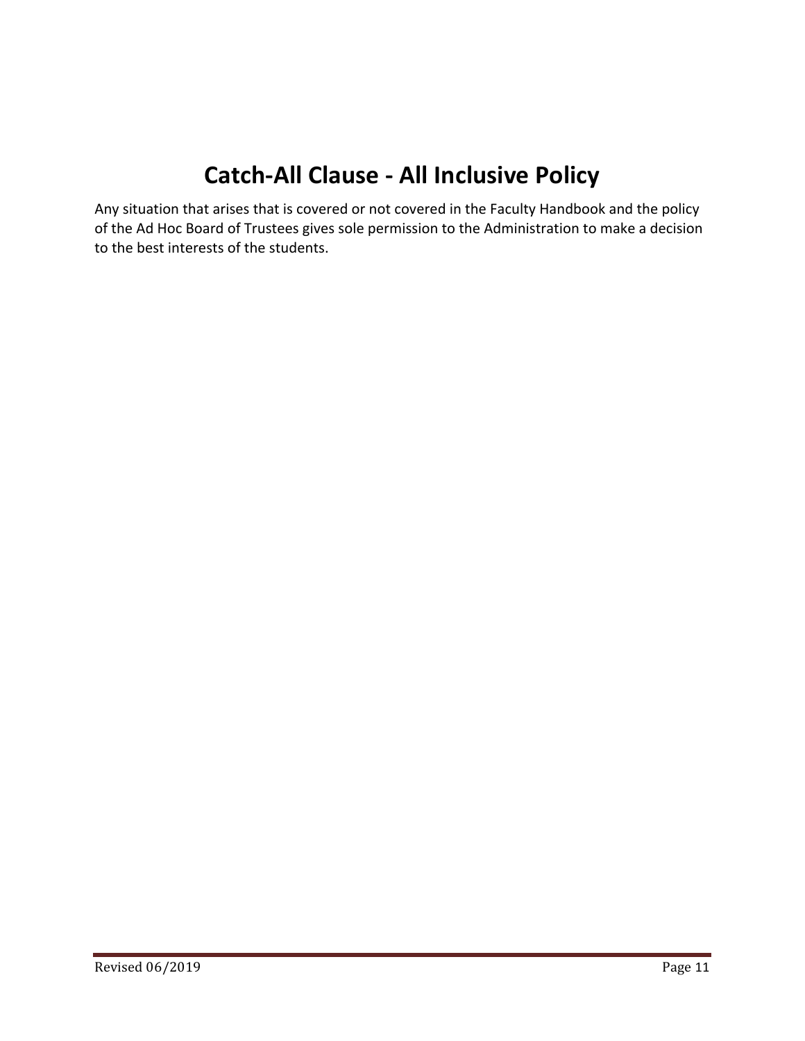# Catch-All Clause - All Inclusive Policy

Any situation that arises that is covered or not covered in the Faculty Handbook and the policy of the Ad Hoc Board of Trustees gives sole permission to the Administration to make a decision to the best interests of the students.